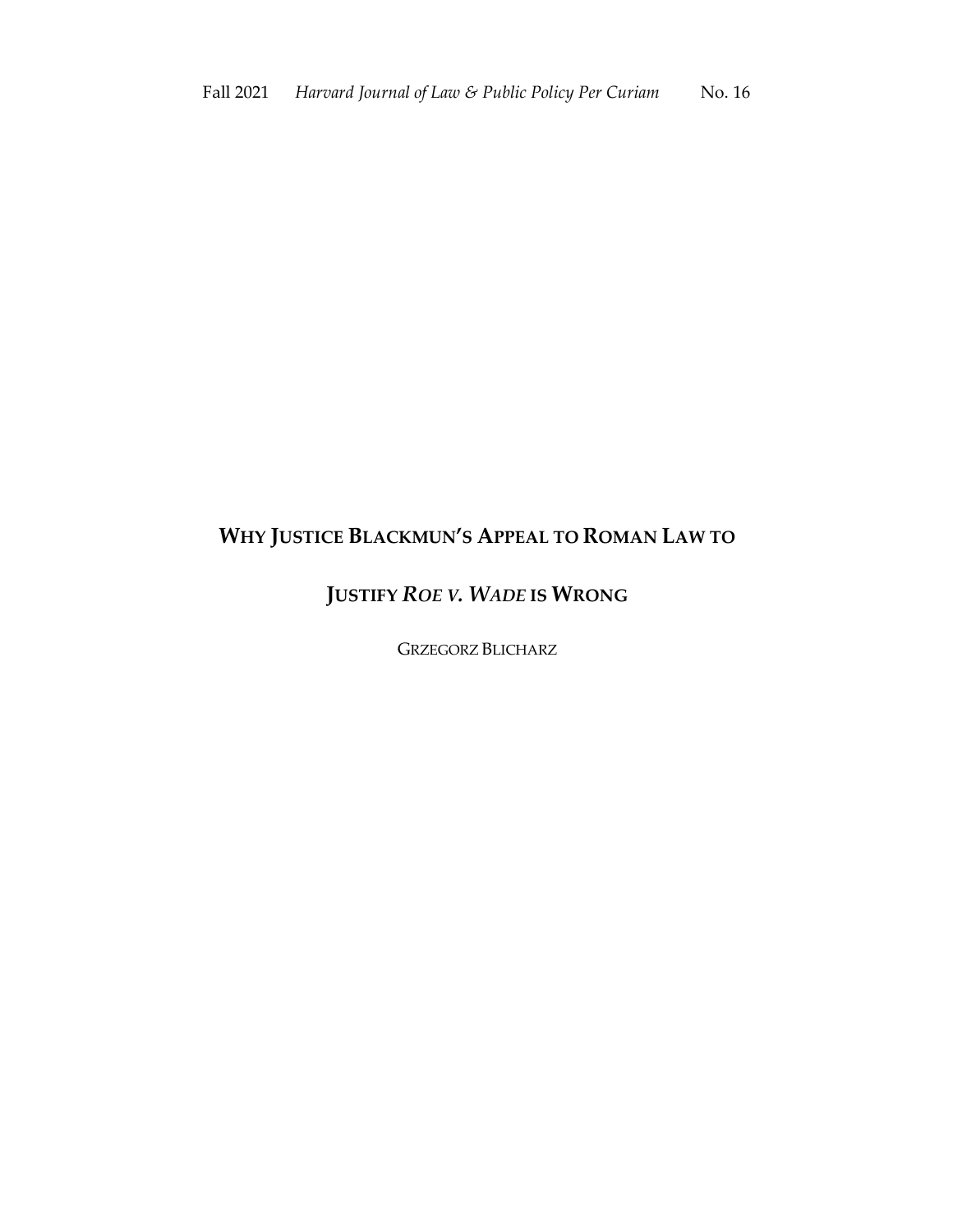# WHY JUSTICE BLACKMUN'S APPEAL TO ROMAN LAW TO JUSTIFY *ROE V. WADE* IS WRONG

GRZEGORZ BLICHARZ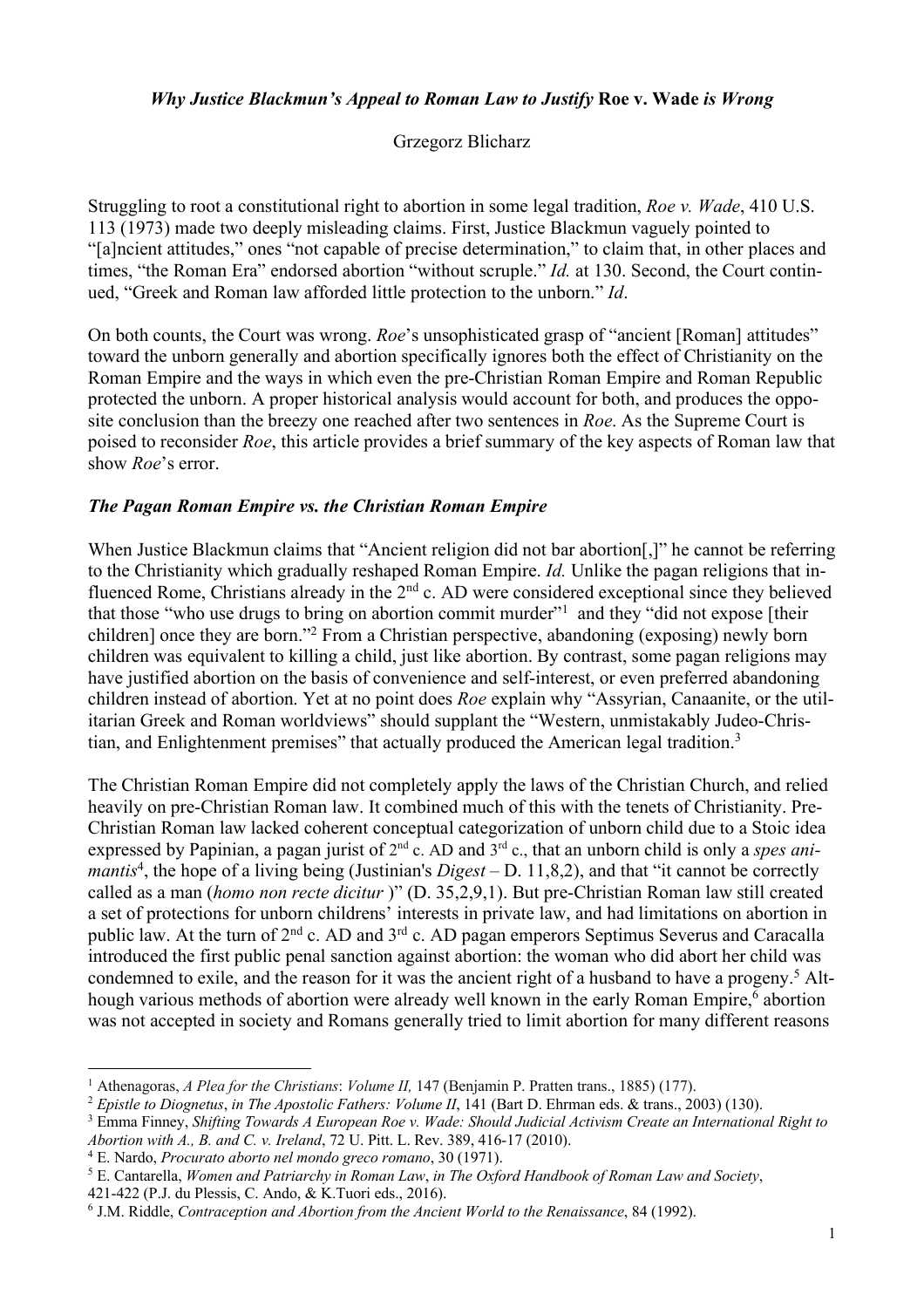### *Why Justice Blackmun's Appeal to Roman Law to Justify* **Roe v. Wade** *is Wrong*

Grzegorz Blicharz

Struggling to root a constitutional right to abortion in some legal tradition, *Roe v. Wade*, 410 U.S. 113 (1973) made two deeply misleading claims. First, Justice Blackmun vaguely pointed to "[a]ncient attitudes," ones "not capable of precise determination," to claim that, in other places and times, "the Roman Era" endorsed abortion "without scruple." *Id.* at 130. Second, the Court continued, "Greek and Roman law afforded little protection to the unborn." *Id*.

On both counts, the Court was wrong. *Roe*'s unsophisticated grasp of "ancient [Roman] attitudes" toward the unborn generally and abortion specifically ignores both the effect of Christianity on the Roman Empire and the ways in which even the pre-Christian Roman Empire and Roman Republic protected the unborn. A proper historical analysis would account for both, and produces the opposite conclusion than the breezy one reached after two sentences in *Roe*. As the Supreme Court is poised to reconsider *Roe*, this article provides a brief summary of the key aspects of Roman law that show *Roe*'s error.

#### *The Pagan Roman Empire vs. the Christian Roman Empire*

When Justice Blackmun claims that "Ancient religion did not bar abortion[,]" he cannot be referring to the Christianity which gradually reshaped Roman Empire. *Id.* Unlike the pagan religions that influenced Rome, Christians already in the 2nd c. AD were considered exceptional since they believed that those "who use drugs to bring on abortion commit murder"[1] and they "did not expose [their children] once they are born."[2] From a Christian perspective, abandoning (exposing) newly born children was equivalent to killing a child, just like abortion. By contrast, some pagan religions may have justified abortion on the basis of convenience and self-interest, or even preferred abandoning children instead of abortion. Yet at no point does *Roe* explain why "Assyrian, Canaanite, or the utilitarian Greek and Roman worldviews" should supplant the "Western, unmistakably Judeo-Christian, and Enlightenment premises" that actually produced the American legal tradition.[3]

The Christian Roman Empire did not completely apply the laws of the Christian Church, and relied heavily on pre-Christian Roman law. It combined much of this with the tenets of Christianity. Pre-Christian Roman law lacked coherent conceptual categorization of unborn child due to a Stoic idea expressed by Papinian, a pagan jurist of 2nd c. AD and 3rd c., that an unborn child is only a *spes animantis*[4], the hope of a living being (Justinian's *Digest* – D. 11,8,2), and that "it cannot be correctly called as a man (*homo non recte dicitur* )" (D. 35,2,9,1). But pre-Christian Roman law still created a set of protections for unborn childrens' interests in private law, and had limitations on abortion in public law. At the turn of 2nd c. AD and 3rd c. AD pagan emperors Septimus Severus and Caracalla introduced the first public penal sanction against abortion: the woman who did abort her child was condemned to exile, and the reason for it was the ancient right of a husband to have a progeny.[5] Although various methods of abortion were already well known in the early Roman Empire,[6] abortion was not accepted in society and Romans generally tried to limit abortion for many different reasons

---

[1] Athenagoras, *A Plea for the Christians*: *Volume II,* 147 (Benjamin P. Pratten trans., 1885) (177).

[2] *Epistle to Diognetus*, *in The Apostolic Fathers: Volume II*, 141 (Bart D. Ehrman eds. & trans., 2003) (130).

[3] Emma Finney, *Shifting Towards A European Roe v. Wade: Should Judicial Activism Create an International Right to Abortion with A., B. and C. v. Ireland*, 72 U. Pitt. L. Rev. 389, 416-17 (2010).

[4] E. Nardo, *Procurato aborto nel mondo greco romano*, 30 (1971).

[5] E. Cantarella, *Women and Patriarchy in Roman Law*, *in The Oxford Handbook of Roman Law and Society*, 421-422 (P.J. du Plessis, C. Ando, & K.Tuori eds., 2016).

[6] J.M. Riddle, *Contraception and Abortion from the Ancient World to the Renaissance*, 84 (1992).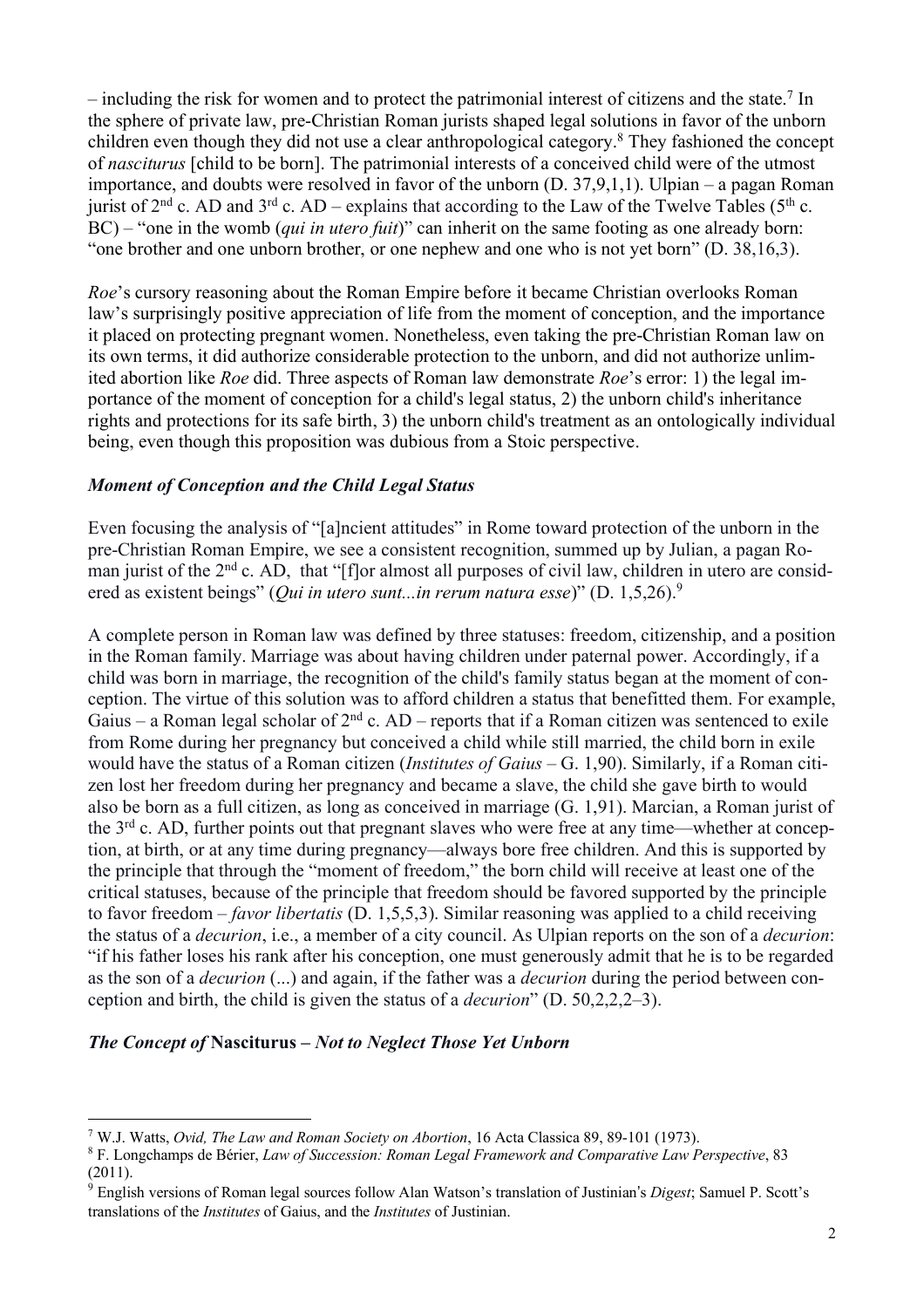– including the risk for women and to protect the patrimonial interest of citizens and the state.[7] In the sphere of private law, pre-Christian Roman jurists shaped legal solutions in favor of the unborn children even though they did not use a clear anthropological category.[8] They fashioned the concept of *nasciturus* [child to be born]. The patrimonial interests of a conceived child were of the utmost importance, and doubts were resolved in favor of the unborn (D. 37,9,1,1). Ulpian – a pagan Roman jurist of 2nd c. AD and 3rd c. AD – explains that according to the Law of the Twelve Tables (5th c. BC) – "one in the womb (*qui in utero fuit*)" can inherit on the same footing as one already born: "one brother and one unborn brother, or one nephew and one who is not yet born" (D. 38,16,3).

*Roe*'s cursory reasoning about the Roman Empire before it became Christian overlooks Roman law's surprisingly positive appreciation of life from the moment of conception, and the importance it placed on protecting pregnant women. Nonetheless, even taking the pre-Christian Roman law on its own terms, it did authorize considerable protection to the unborn, and did not authorize unlimited abortion like *Roe* did. Three aspects of Roman law demonstrate *Roe*'s error: 1) the legal importance of the moment of conception for a child's legal status, 2) the unborn child's inheritance rights and protections for its safe birth, 3) the unborn child's treatment as an ontologically individual being, even though this proposition was dubious from a Stoic perspective.

### *Moment of Conception and the Child Legal Status*

Even focusing the analysis of "[a]ncient attitudes" in Rome toward protection of the unborn in the pre-Christian Roman Empire, we see a consistent recognition, summed up by Julian, a pagan Roman jurist of the 2nd c. AD, that "[f]or almost all purposes of civil law, children in utero are considered as existent beings" (*Qui in utero sunt...in rerum natura esse*)" (D. 1,5,26).[9]

A complete person in Roman law was defined by three statuses: freedom, citizenship, and a position in the Roman family. Marriage was about having children under paternal power. Accordingly, if a child was born in marriage, the recognition of the child's family status began at the moment of conception. The virtue of this solution was to afford children a status that benefitted them. For example, Gaius – a Roman legal scholar of 2nd c. AD – reports that if a Roman citizen was sentenced to exile from Rome during her pregnancy but conceived a child while still married, the child born in exile would have the status of a Roman citizen (*Institutes of Gaius* – G. 1,90). Similarly, if a Roman citizen lost her freedom during her pregnancy and became a slave, the child she gave birth to would also be born as a full citizen, as long as conceived in marriage (G. 1,91). Marcian, a Roman jurist of the 3rd c. AD, further points out that pregnant slaves who were free at any time—whether at conception, at birth, or at any time during pregnancy—always bore free children. And this is supported by the principle that through the "moment of freedom," the born child will receive at least one of the critical statuses, because of the principle that freedom should be favored supported by the principle to favor freedom – *favor libertatis* (D. 1,5,5,3). Similar reasoning was applied to a child receiving the status of a *decurion*, i.e., a member of a city council. As Ulpian reports on the son of a *decurion*: "if his father loses his rank after his conception, one must generously admit that he is to be regarded as the son of a *decurion* (...) and again, if the father was a *decurion* during the period between conception and birth, the child is given the status of a *decurion*" (D. 50,2,2,2–3).

### *The Concept of* **Nasciturus** *– Not to Neglect Those Yet Unborn*

---

[7] W.J. Watts, *Ovid, The Law and Roman Society on Abortion*, 16 Acta Classica 89, 89-101 (1973).

[8] F. Longchamps de Bérier, *Law of Succession: Roman Legal Framework and Comparative Law Perspective*, 83 (2011).

[9] English versions of Roman legal sources follow Alan Watson's translation of Justinian's *Digest*; Samuel P. Scott's translations of the *Institutes* of Gaius, and the *Institutes* of Justinian.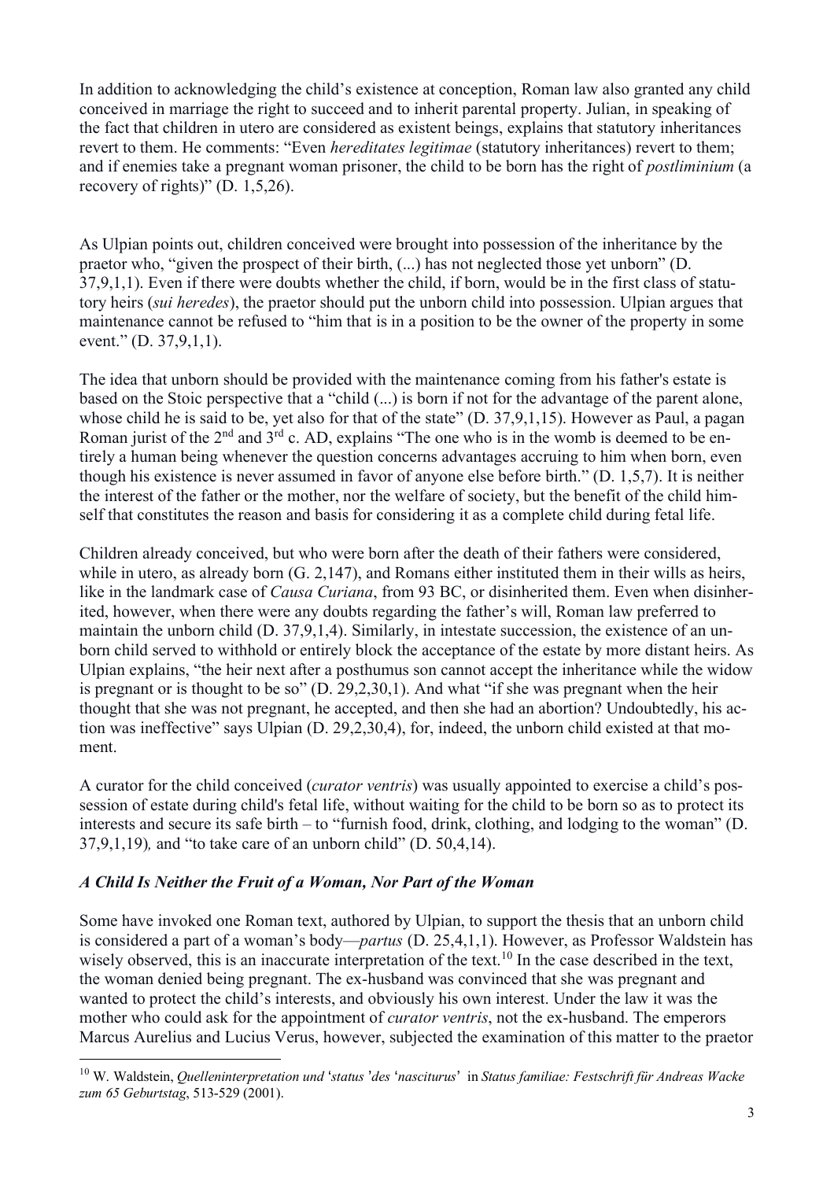In addition to acknowledging the child's existence at conception, Roman law also granted any child conceived in marriage the right to succeed and to inherit parental property. Julian, in speaking of the fact that children in utero are considered as existent beings, explains that statutory inheritances revert to them. He comments: "Even *hereditates legitimae* (statutory inheritances) revert to them; and if enemies take a pregnant woman prisoner, the child to be born has the right of *postliminium* (a recovery of rights)" (D. 1,5,26).

As Ulpian points out, children conceived were brought into possession of the inheritance by the praetor who, "given the prospect of their birth, (...) has not neglected those yet unborn" (D. 37,9,1,1). Even if there were doubts whether the child, if born, would be in the first class of statutory heirs (*sui heredes*), the praetor should put the unborn child into possession. Ulpian argues that maintenance cannot be refused to "him that is in a position to be the owner of the property in some event." (D. 37,9,1,1).

The idea that unborn should be provided with the maintenance coming from his father's estate is based on the Stoic perspective that a "child (...) is born if not for the advantage of the parent alone, whose child he is said to be, yet also for that of the state" (D. 37,9,1,15). However as Paul, a pagan Roman jurist of the 2nd and 3rd c. AD, explains "The one who is in the womb is deemed to be entirely a human being whenever the question concerns advantages accruing to him when born, even though his existence is never assumed in favor of anyone else before birth." (D. 1,5,7). It is neither the interest of the father or the mother, nor the welfare of society, but the benefit of the child himself that constitutes the reason and basis for considering it as a complete child during fetal life.

Children already conceived, but who were born after the death of their fathers were considered, while in utero, as already born (G. 2,147), and Romans either instituted them in their wills as heirs, like in the landmark case of *Causa Curiana*, from 93 BC, or disinherited them. Even when disinherited, however, when there were any doubts regarding the father's will, Roman law preferred to maintain the unborn child (D. 37,9,1,4). Similarly, in intestate succession, the existence of an unborn child served to withhold or entirely block the acceptance of the estate by more distant heirs. As Ulpian explains, "the heir next after a posthumus son cannot accept the inheritance while the widow is pregnant or is thought to be so" (D. 29,2,30,1). And what "if she was pregnant when the heir thought that she was not pregnant, he accepted, and then she had an abortion? Undoubtedly, his action was ineffective" says Ulpian (D. 29,2,30,4), for, indeed, the unborn child existed at that moment.

A curator for the child conceived (*curator ventris*) was usually appointed to exercise a child's possession of estate during child's fetal life, without waiting for the child to be born so as to protect its interests and secure its safe birth – to "furnish food, drink, clothing, and lodging to the woman" (D. 37,9,1,19), and "to take care of an unborn child" (D. 50,4,14).

### *A Child Is Neither the Fruit of a Woman, Nor Part of the Woman*

Some have invoked one Roman text, authored by Ulpian, to support the thesis that an unborn child is considered a part of a woman's body—*partus* (D. 25,4,1,1). However, as Professor Waldstein has wisely observed, this is an inaccurate interpretation of the text.[10] In the case described in the text, the woman denied being pregnant. The ex-husband was convinced that she was pregnant and wanted to protect the child's interests, and obviously his own interest. Under the law it was the mother who could ask for the appointment of *curator ventris*, not the ex-husband. The emperors Marcus Aurelius and Lucius Verus, however, subjected the examination of this matter to the praetor

[10] W. Waldstein, *Quelleninterpretation und 'status' des 'nasciturus'* in *Status familiae: Festschrift für Andreas Wacke zum 65 Geburtstag*, 513-529 (2001).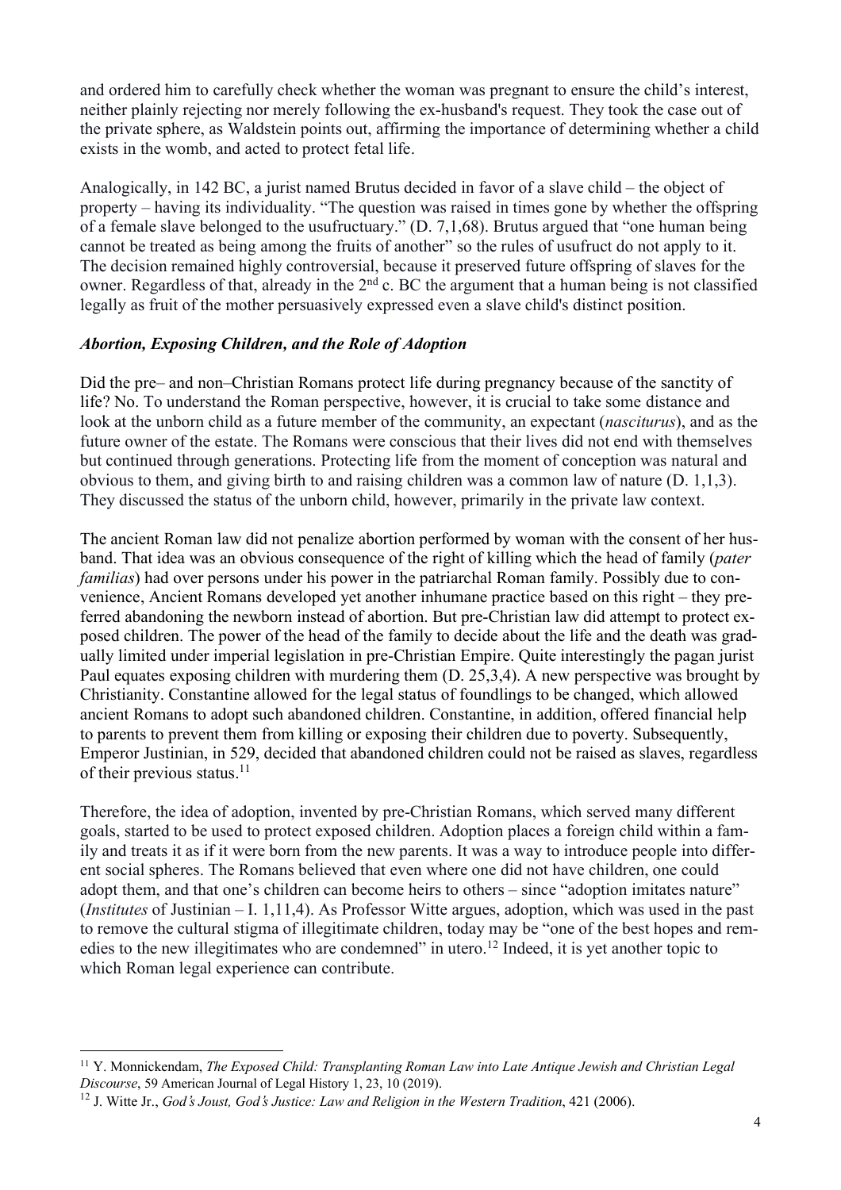and ordered him to carefully check whether the woman was pregnant to ensure the child's interest, neither plainly rejecting nor merely following the ex-husband's request. They took the case out of the private sphere, as Waldstein points out, affirming the importance of determining whether a child exists in the womb, and acted to protect fetal life.

Analogically, in 142 BC, a jurist named Brutus decided in favor of a slave child – the object of property – having its individuality. "The question was raised in times gone by whether the offspring of a female slave belonged to the usufructuary." (D. 7,1,68). Brutus argued that "one human being cannot be treated as being among the fruits of another" so the rules of usufruct do not apply to it. The decision remained highly controversial, because it preserved future offspring of slaves for the owner. Regardless of that, already in the 2nd c. BC the argument that a human being is not classified legally as fruit of the mother persuasively expressed even a slave child's distinct position.

### *Abortion, Exposing Children, and the Role of Adoption*

Did the pre– and non–Christian Romans protect life during pregnancy because of the sanctity of life? No. To understand the Roman perspective, however, it is crucial to take some distance and look at the unborn child as a future member of the community, an expectant (*nasciturus*), and as the future owner of the estate. The Romans were conscious that their lives did not end with themselves but continued through generations. Protecting life from the moment of conception was natural and obvious to them, and giving birth to and raising children was a common law of nature (D. 1,1,3). They discussed the status of the unborn child, however, primarily in the private law context.

The ancient Roman law did not penalize abortion performed by woman with the consent of her husband. That idea was an obvious consequence of the right of killing which the head of family (*pater familias*) had over persons under his power in the patriarchal Roman family. Possibly due to convenience, Ancient Romans developed yet another inhumane practice based on this right – they preferred abandoning the newborn instead of abortion. But pre-Christian law did attempt to protect exposed children. The power of the head of the family to decide about the life and the death was gradually limited under imperial legislation in pre-Christian Empire. Quite interestingly the pagan jurist Paul equates exposing children with murdering them (D. 25,3,4). A new perspective was brought by Christianity. Constantine allowed for the legal status of foundlings to be changed, which allowed ancient Romans to adopt such abandoned children. Constantine, in addition, offered financial help to parents to prevent them from killing or exposing their children due to poverty. Subsequently, Emperor Justinian, in 529, decided that abandoned children could not be raised as slaves, regardless of their previous status.[11]

Therefore, the idea of adoption, invented by pre-Christian Romans, which served many different goals, started to be used to protect exposed children. Adoption places a foreign child within a family and treats it as if it were born from the new parents. It was a way to introduce people into different social spheres. The Romans believed that even where one did not have children, one could adopt them, and that one's children can become heirs to others – since "adoption imitates nature" (*Institutes* of Justinian – I. 1,11,4). As Professor Witte argues, adoption, which was used in the past to remove the cultural stigma of illegitimate children, today may be "one of the best hopes and remedies to the new illegitimates who are condemned" in utero.[12] Indeed, it is yet another topic to which Roman legal experience can contribute.

---

[11] Y. Monnickendam, *The Exposed Child: Transplanting Roman Law into Late Antique Jewish and Christian Legal Discourse*, 59 American Journal of Legal History 1, 23, 10 (2019).

[12] J. Witte Jr., *God's Joust, God's Justice: Law and Religion in the Western Tradition*, 421 (2006).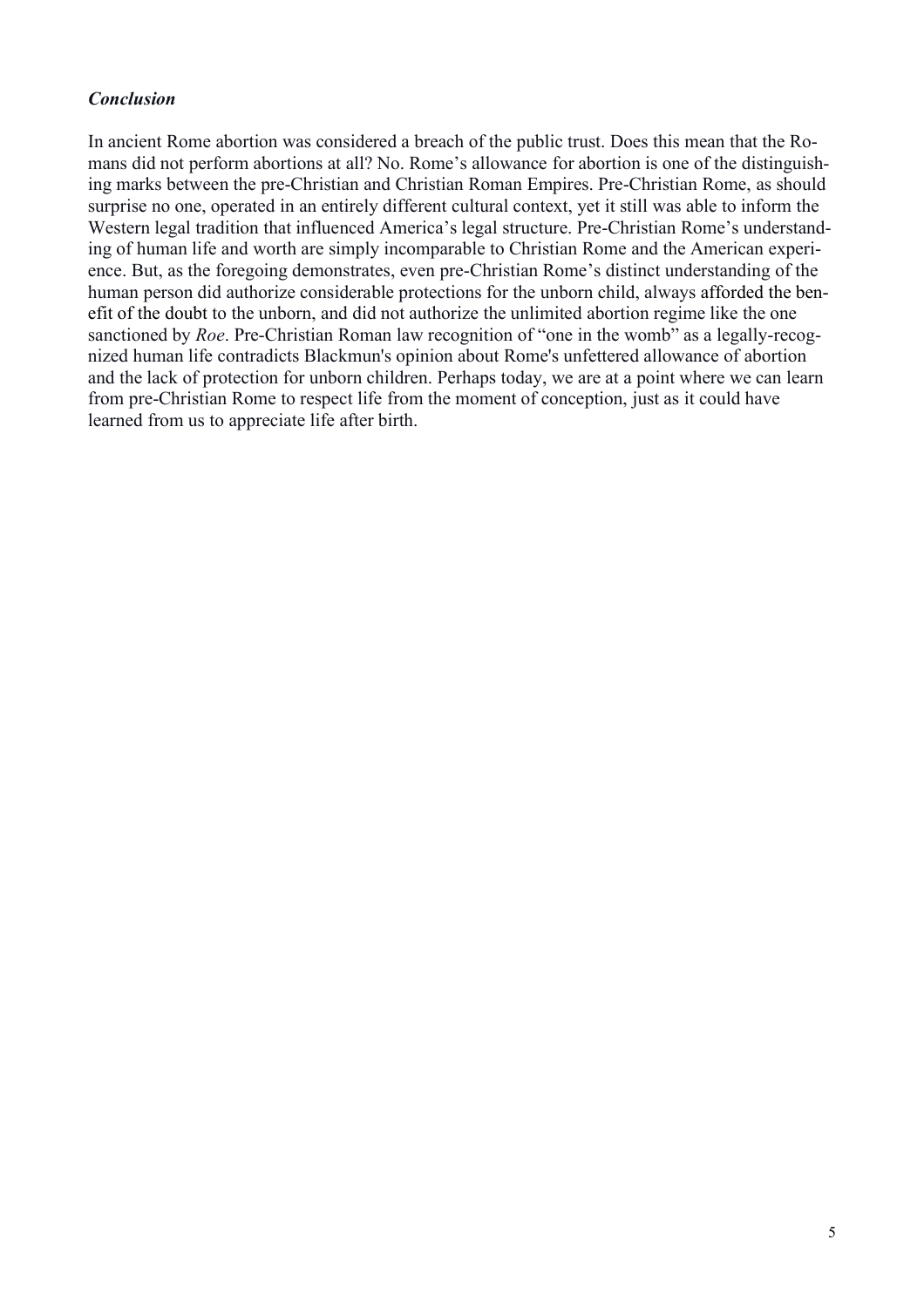### *Conclusion*

In ancient Rome abortion was considered a breach of the public trust. Does this mean that the Romans did not perform abortions at all? No. Rome's allowance for abortion is one of the distinguishing marks between the pre-Christian and Christian Roman Empires. Pre-Christian Rome, as should surprise no one, operated in an entirely different cultural context, yet it still was able to inform the Western legal tradition that influenced America's legal structure. Pre-Christian Rome's understanding of human life and worth are simply incomparable to Christian Rome and the American experience. But, as the foregoing demonstrates, even pre-Christian Rome's distinct understanding of the human person did authorize considerable protections for the unborn child, always afforded the benefit of the doubt to the unborn, and did not authorize the unlimited abortion regime like the one sanctioned by *Roe*. Pre-Christian Roman law recognition of "one in the womb" as a legally-recognized human life contradicts Blackmun's opinion about Rome's unfettered allowance of abortion and the lack of protection for unborn children. Perhaps today, we are at a point where we can learn from pre-Christian Rome to respect life from the moment of conception, just as it could have learned from us to appreciate life after birth.